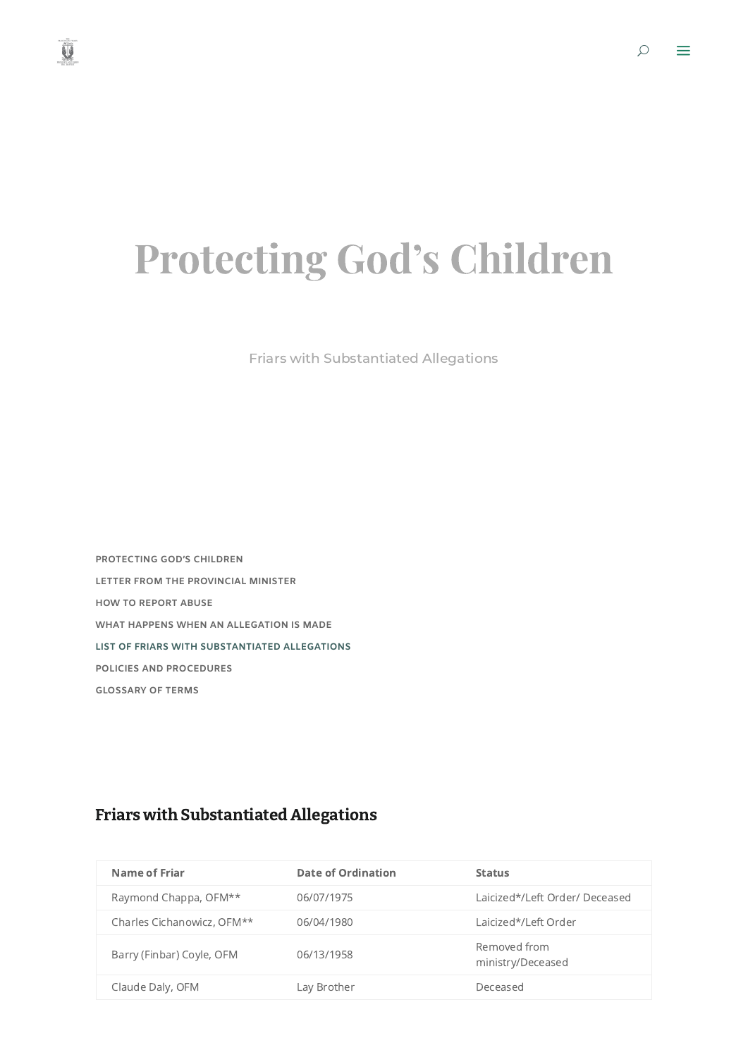# Protecting God's Children

Friars with Substantiated Allegations

- PROTECTING GOD'S CHILDREN
- LETTER FROM THE PROVINCIAL MINISTER
- HOW TO REPORT ABUSE
- WHAT HAPPENS WHEN AN ALLEGATION IS MADE
- LIST OF FRIARS WITH SUBSTANTIATED ALLEGATIONS
- POLICIES AND PROCEDURES
- GLOSSARY OF TERMS

## Friars with Substantiated Allegations

| Name of Friar | Date of Ordination | Status |
|---|---|---|
| Raymond Chappa, OFM** | 06/07/1975 | Laicized*/Left Order/ Deceased |
| Charles Cichanowicz, OFM** | 06/04/1980 | Laicized*/Left Order |
| Barry (Finbar) Coyle, OFM | 06/13/1958 | Removed from ministry/Deceased |
| Claude Daly, OFM | Lay Brother | Deceased |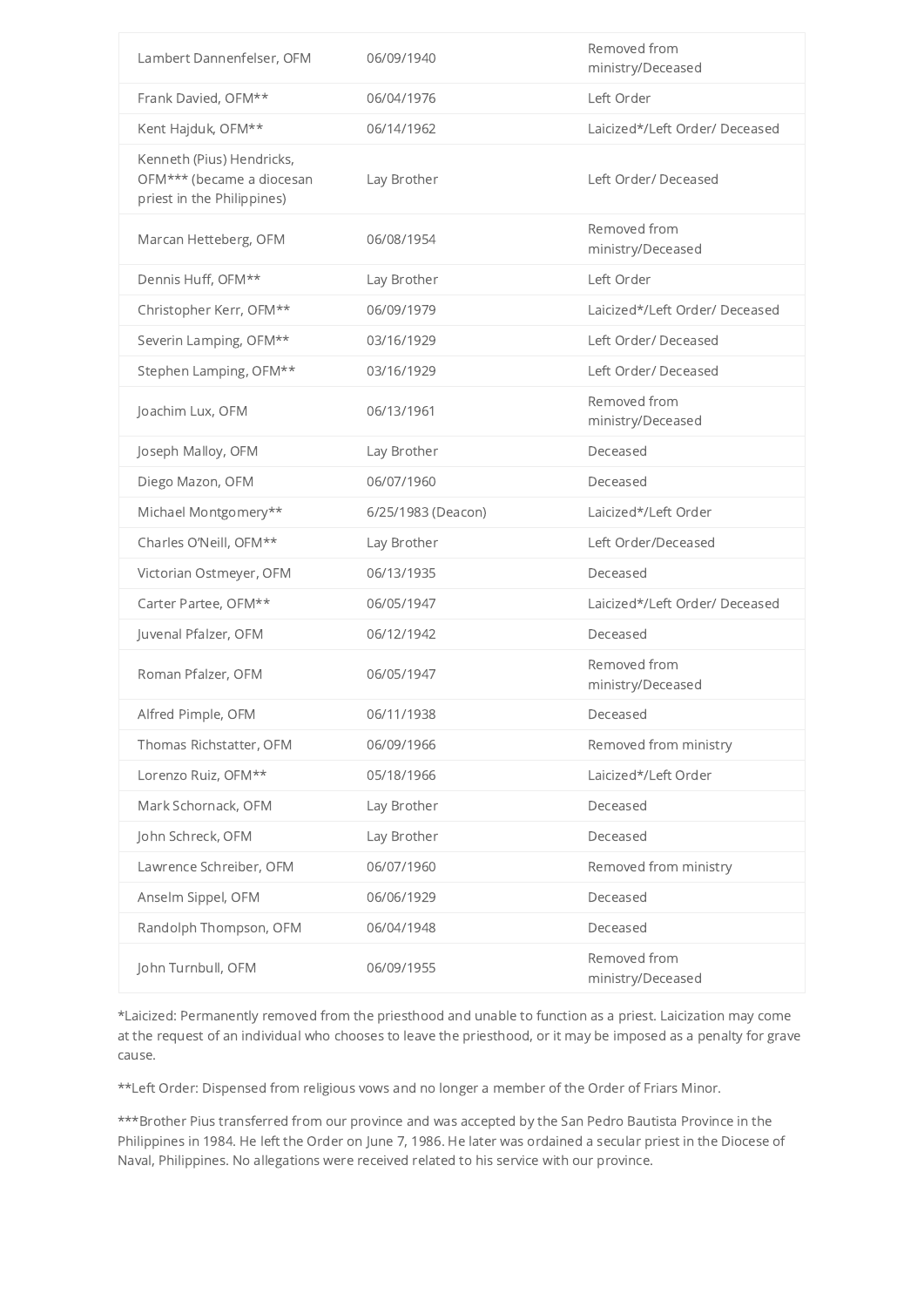| | | |
|---|---|---|
| Lambert Dannenfelser, OFM | 06/09/1940 | Removed from ministry/Deceased |
| Frank Davied, OFM** | 06/04/1976 | Left Order |
| Kent Hajduk, OFM** | 06/14/1962 | Laicized*/Left Order/ Deceased |
| Kenneth (Pius) Hendricks, OFM*** (became a diocesan priest in the Philippines) | Lay Brother | Left Order/ Deceased |
| Marcan Hetteberg, OFM | 06/08/1954 | Removed from ministry/Deceased |
| Dennis Huff, OFM** | Lay Brother | Left Order |
| Christopher Kerr, OFM** | 06/09/1979 | Laicized*/Left Order/ Deceased |
| Severin Lamping, OFM** | 03/16/1929 | Left Order/ Deceased |
| Stephen Lamping, OFM** | 03/16/1929 | Left Order/ Deceased |
| Joachim Lux, OFM | 06/13/1961 | Removed from ministry/Deceased |
| Joseph Malloy, OFM | Lay Brother | Deceased |
| Diego Mazon, OFM | 06/07/1960 | Deceased |
| Michael Montgomery** | 6/25/1983 (Deacon) | Laicized*/Left Order |
| Charles O'Neill, OFM** | Lay Brother | Left Order/Deceased |
| Victorian Ostmeyer, OFM | 06/13/1935 | Deceased |
| Carter Partee, OFM** | 06/05/1947 | Laicized*/Left Order/ Deceased |
| Juvenal Pfalzer, OFM | 06/12/1942 | Deceased |
| Roman Pfalzer, OFM | 06/05/1947 | Removed from ministry/Deceased |
| Alfred Pimple, OFM | 06/11/1938 | Deceased |
| Thomas Richstatter, OFM | 06/09/1966 | Removed from ministry |
| Lorenzo Ruiz, OFM** | 05/18/1966 | Laicized*/Left Order |
| Mark Schornack, OFM | Lay Brother | Deceased |
| John Schreck, OFM | Lay Brother | Deceased |
| Lawrence Schreiber, OFM | 06/07/1960 | Removed from ministry |
| Anselm Sippel, OFM | 06/06/1929 | Deceased |
| Randolph Thompson, OFM | 06/04/1948 | Deceased |
| John Turnbull, OFM | 06/09/1955 | Removed from ministry/Deceased |

*Laicized: Permanently removed from the priesthood and unable to function as a priest. Laicization may come at the request of an individual who chooses to leave the priesthood, or it may be imposed as a penalty for grave cause.

**Left Order: Dispensed from religious vows and no longer a member of the Order of Friars Minor.

***Brother Pius transferred from our province and was accepted by the San Pedro Bautista Province in the Philippines in 1984. He left the Order on June 7, 1986. He later was ordained a secular priest in the Diocese of Naval, Philippines. No allegations were received related to his service with our province.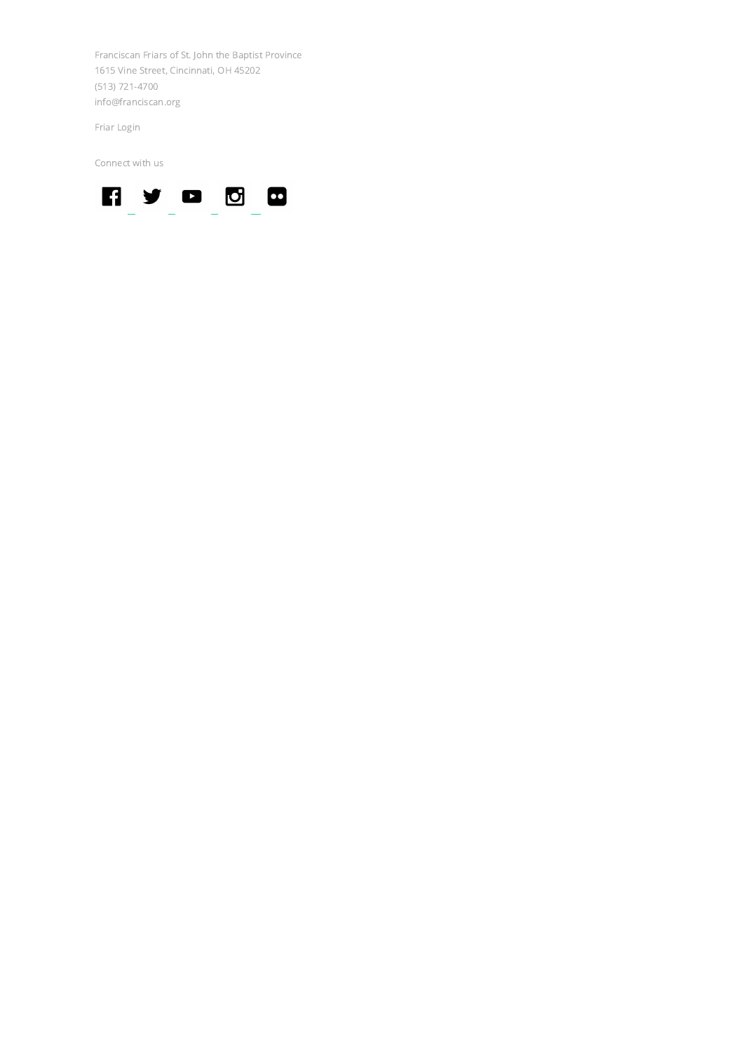Franciscan Friars of St. John the Baptist Province
1615 Vine Street, Cincinnati, OH 45202
(513) 721-4700
info@franciscan.org

Friar Login

Connect with us